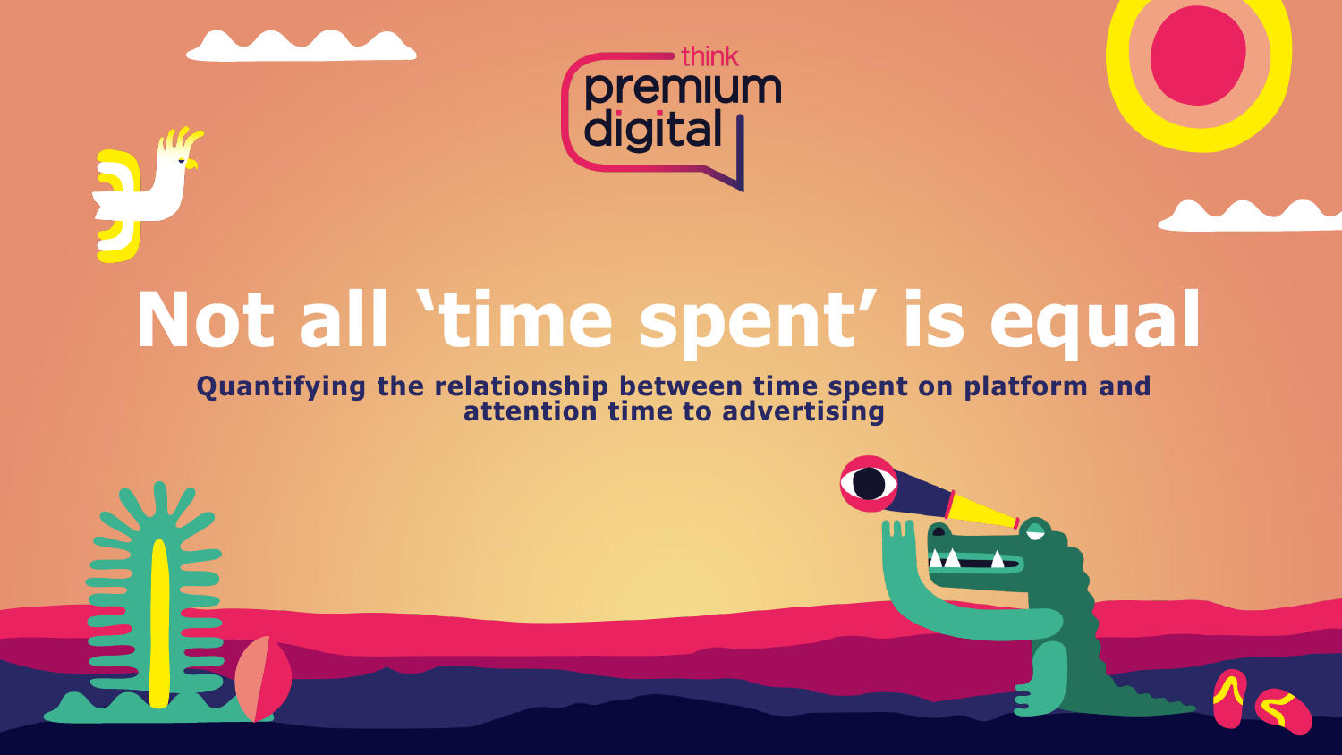think premium digital

# Not all 'time spent' is equal

**Quantifying the relationship between time spent on platform and attention time to advertising**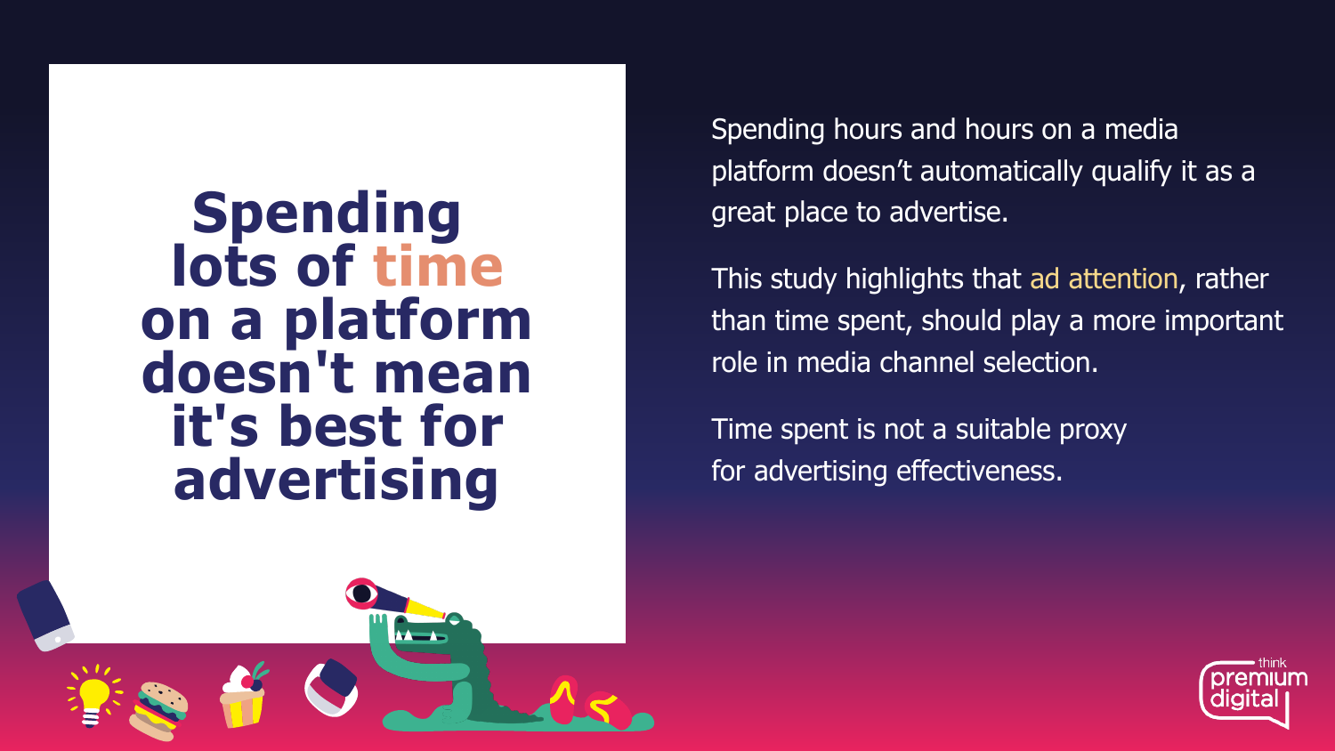# Spending lots of time on a platform doesn't mean it's best for advertising

Spending hours and hours on a media platform doesn't automatically qualify it as a great place to advertise.

This study highlights that ad attention, rather than time spent, should play a more important role in media channel selection.

Time spent is not a suitable proxy for advertising effectiveness.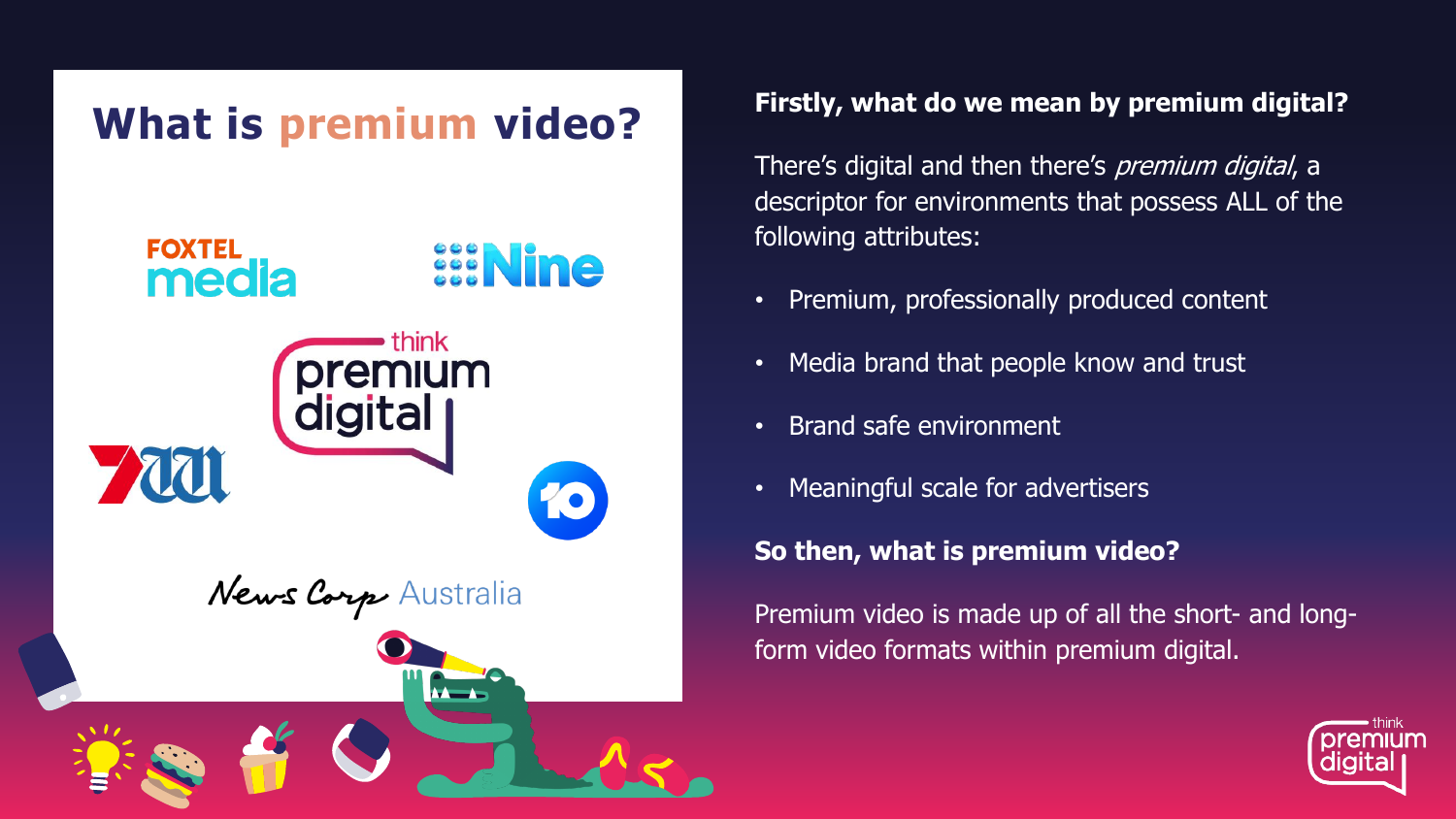# What is premium video?

FOXTEL media

Nine

think premium digital

7

10

News Corp Australia

**Firstly, what do we mean by premium digital?**

There's digital and then there's *premium digital*, a descriptor for environments that possess ALL of the following attributes:

- Premium, professionally produced content
- Media brand that people know and trust
- Brand safe environment
- Meaningful scale for advertisers

**So then, what is premium video?**

Premium video is made up of all the short- and long-form video formats within premium digital.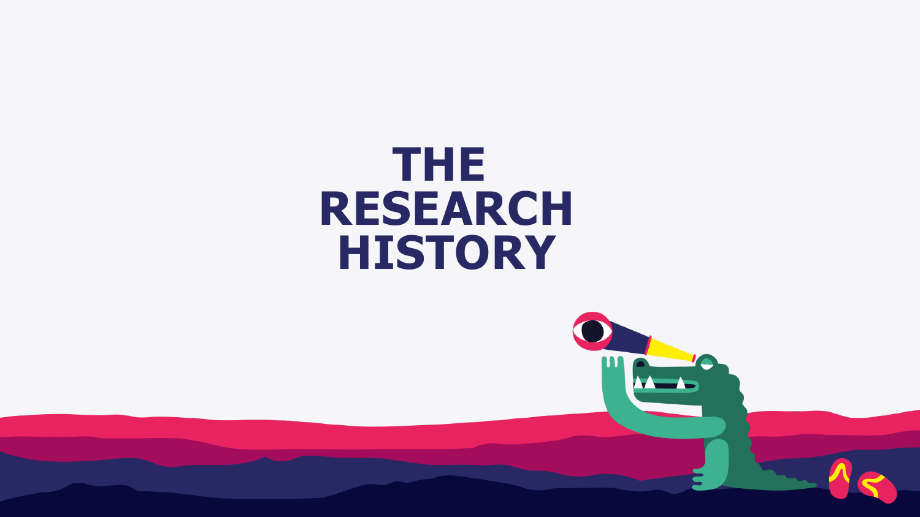# THE RESEARCH HISTORY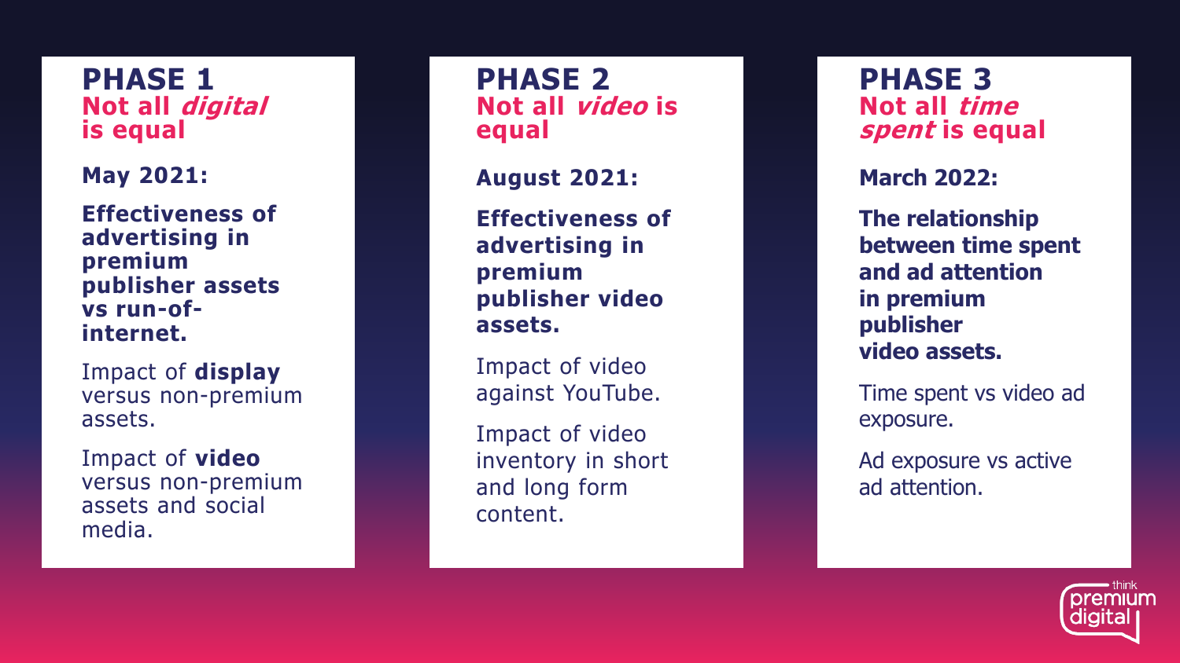## PHASE 1
**Not all *digital* is equal**

**May 2021:**

**Effectiveness of advertising in premium publisher assets vs run-of-internet.**

Impact of **display** versus non-premium assets.

Impact of **video** versus non-premium assets and social media.

## PHASE 2
**Not all *video* is equal**

**August 2021:**

**Effectiveness of advertising in premium publisher video assets.**

Impact of video against YouTube.

Impact of video inventory in short and long form content.

## PHASE 3
**Not all *time spent* is equal**

**March 2022:**

**The relationship between time spent and ad attention in premium publisher video assets.**

Time spent vs video ad exposure.

Ad exposure vs active ad attention.

think premium digital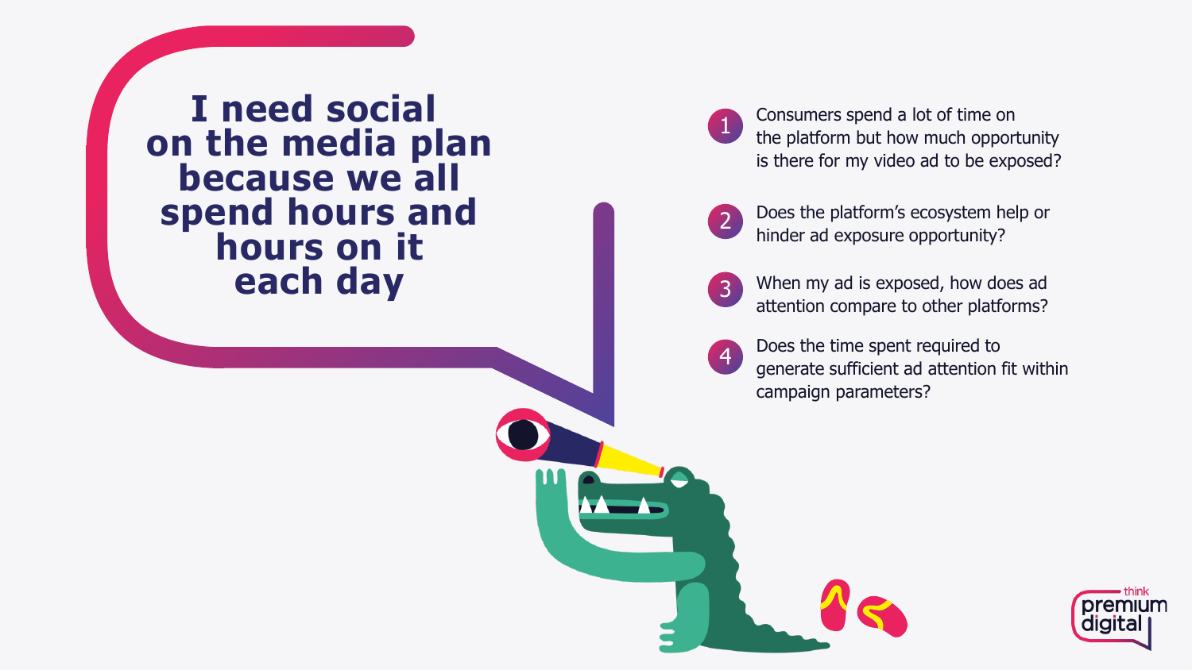# I need social on the media plan because we all spend hours and hours on it each day

1. Consumers spend a lot of time on the platform but how much opportunity is there for my video ad to be exposed?
2. Does the platform's ecosystem help or hinder ad exposure opportunity?
3. When my ad is exposed, how does ad attention compare to other platforms?
4. Does the time spent required to generate sufficient ad attention fit within campaign parameters?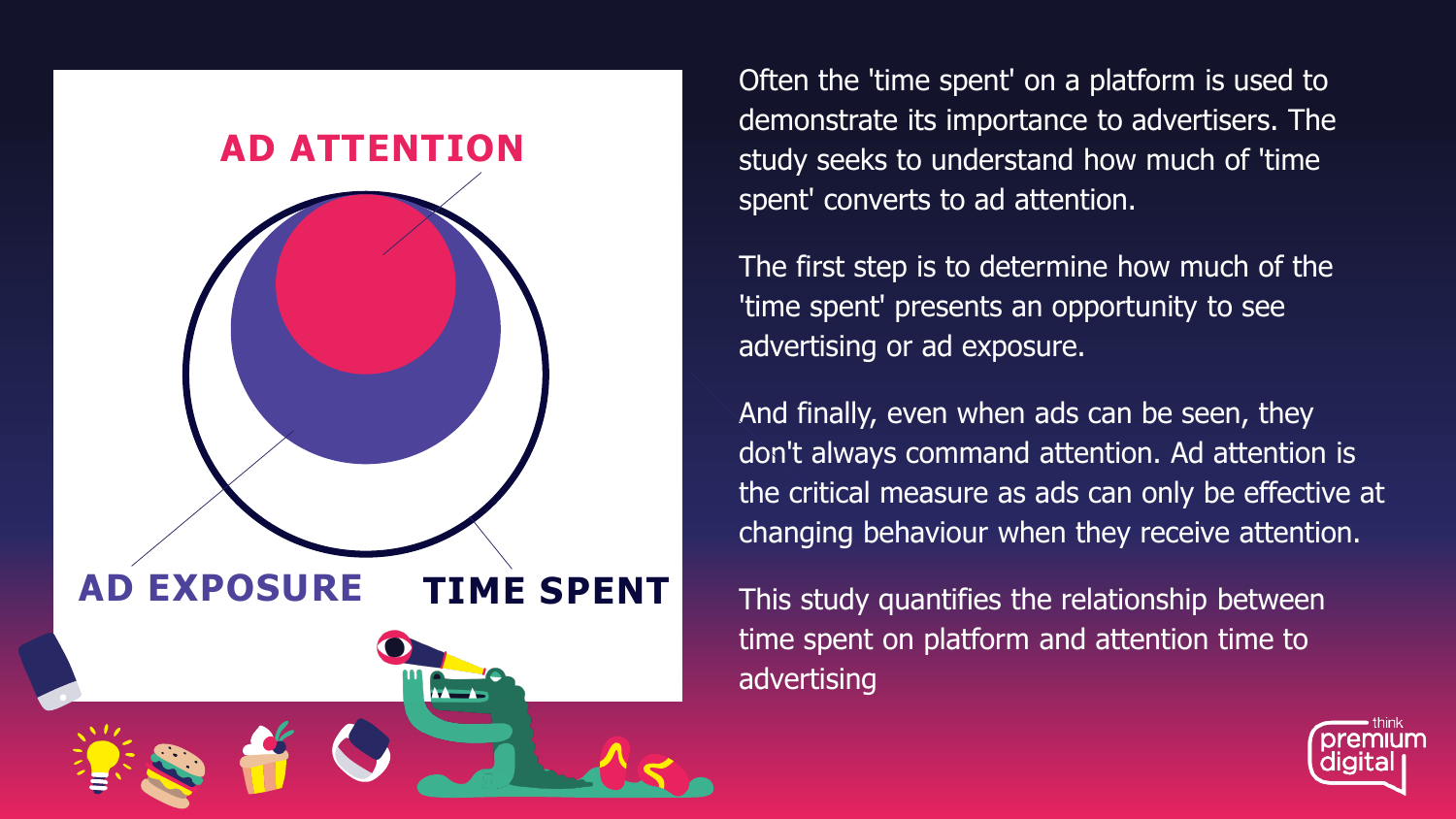AD ATTENTION

AD EXPOSURE

TIME SPENT

Often the 'time spent' on a platform is used to demonstrate its importance to advertisers. The study seeks to understand how much of 'time spent' converts to ad attention.

The first step is to determine how much of the 'time spent' presents an opportunity to see advertising or ad exposure.

And finally, even when ads can be seen, they don't always command attention. Ad attention is the critical measure as ads can only be effective at changing behaviour when they receive attention.

This study quantifies the relationship between time spent on platform and attention time to advertising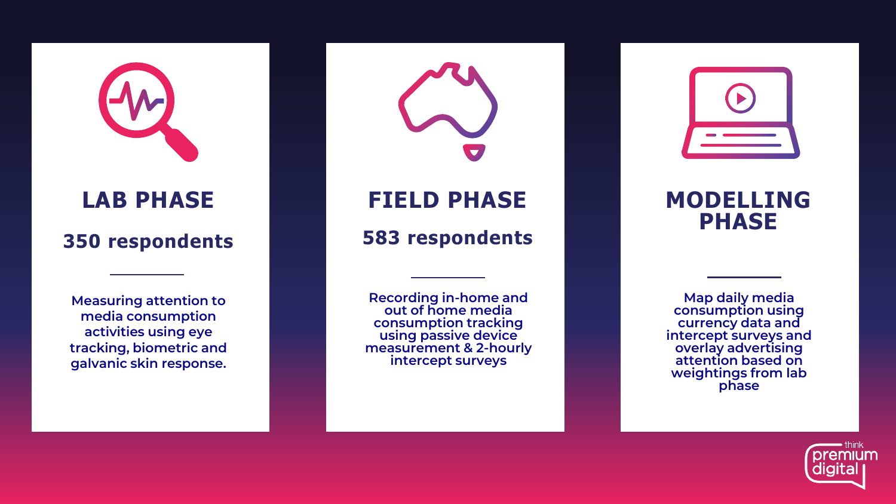## LAB PHASE

**350 respondents**

Measuring attention to media consumption activities using eye tracking, biometric and galvanic skin response.

## FIELD PHASE

**583 respondents**

Recording in-home and out of home media consumption tracking using passive device measurement & 2-hourly intercept surveys

## MODELLING PHASE

Map daily media consumption using currency data and intercept surveys and overlay advertising attention based on weightings from lab phase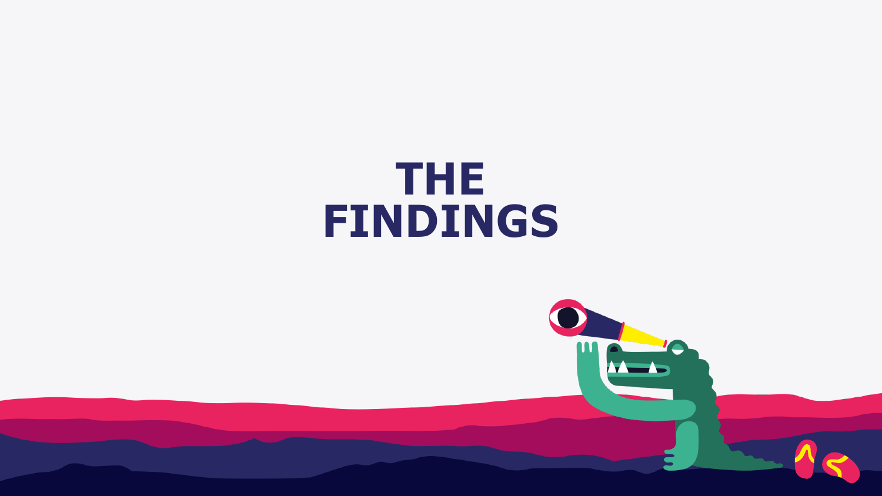# THE FINDINGS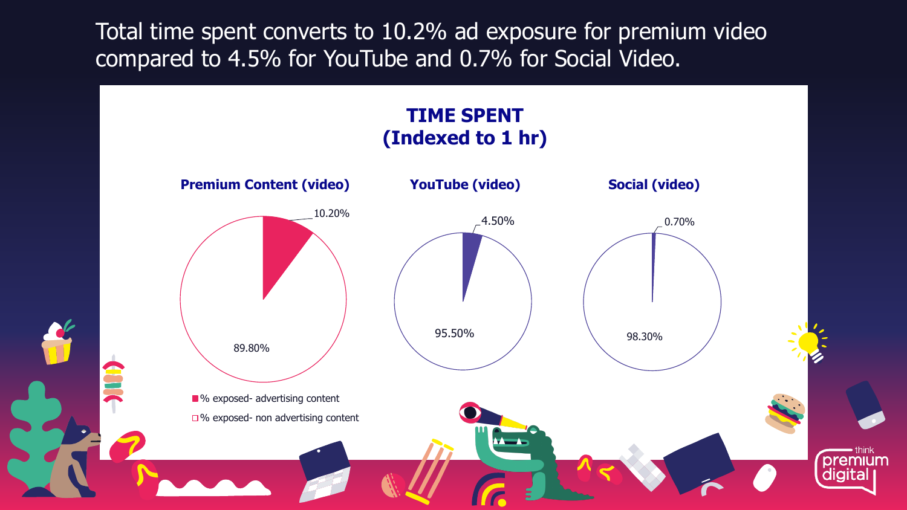# Total time spent converts to 10.2% ad exposure for premium video compared to 4.5% for YouTube and 0.7% for Social Video.

## TIME SPENT (Indexed to 1 hr)

| | % exposed- advertising content | % exposed- non advertising content |
|---|---|---|
| Premium Content (video) | 10.20% | 89.80% |
| YouTube (video) | 4.50% | 95.50% |
| Social (video) | 0.70% | 98.30% |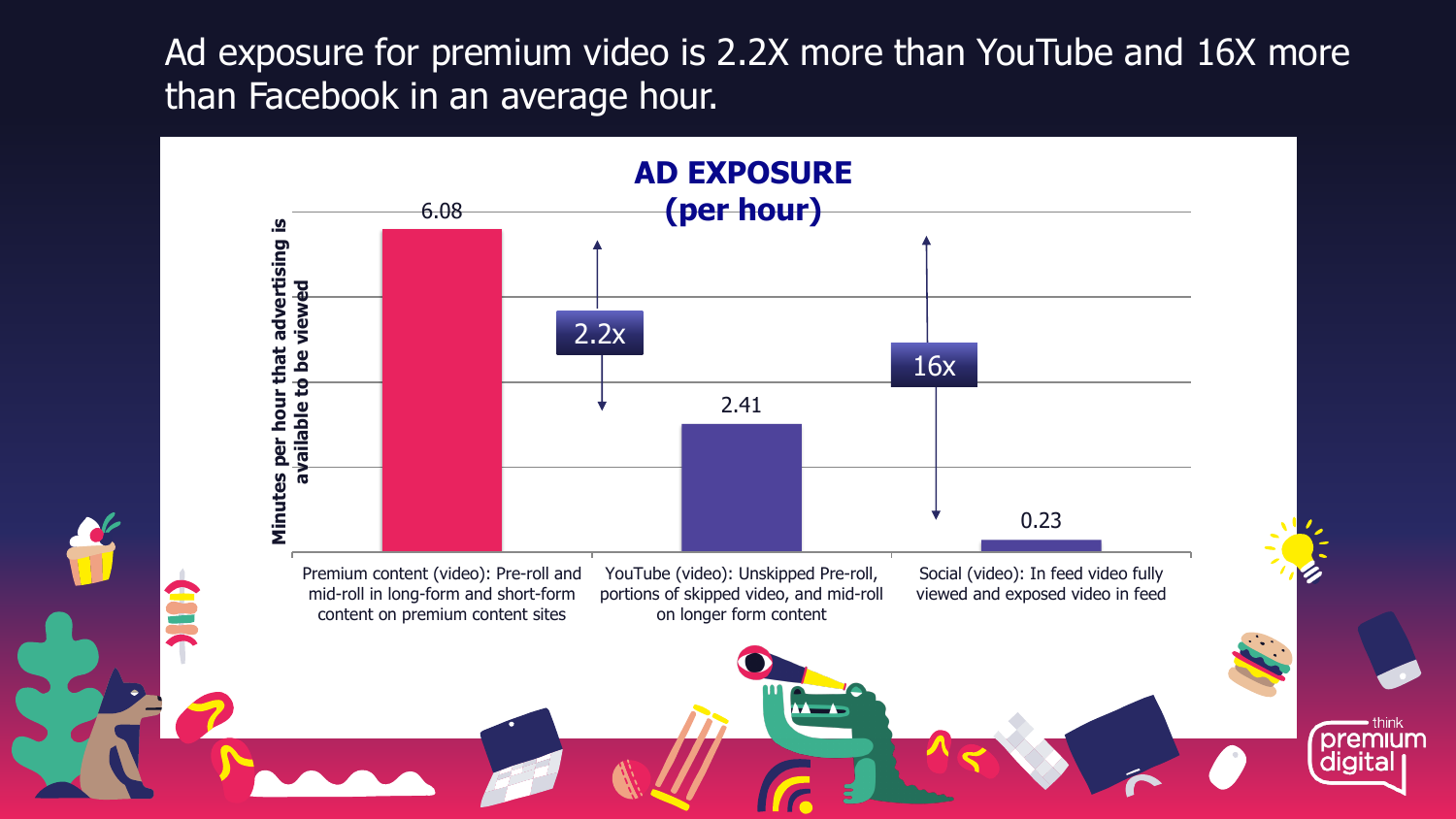# Ad exposure for premium video is 2.2X more than YouTube and 16X more than Facebook in an average hour.

## AD EXPOSURE (per hour)

*Y-axis: Minutes per hour that advertising is available to be viewed*

| Category | Minutes per hour |
|---|---|
| Premium content (video): Pre-roll and mid-roll in long-form and short-form content on premium content sites | 6.08 |
| YouTube (video): Unskipped Pre-roll, portions of skipped video, and mid-roll on longer form content | 2.41 |
| Social (video): In feed video fully viewed and exposed video in feed | 0.23 |

- Premium content vs. YouTube: 2.2x
- Premium content vs. Social: 16x

think premium digital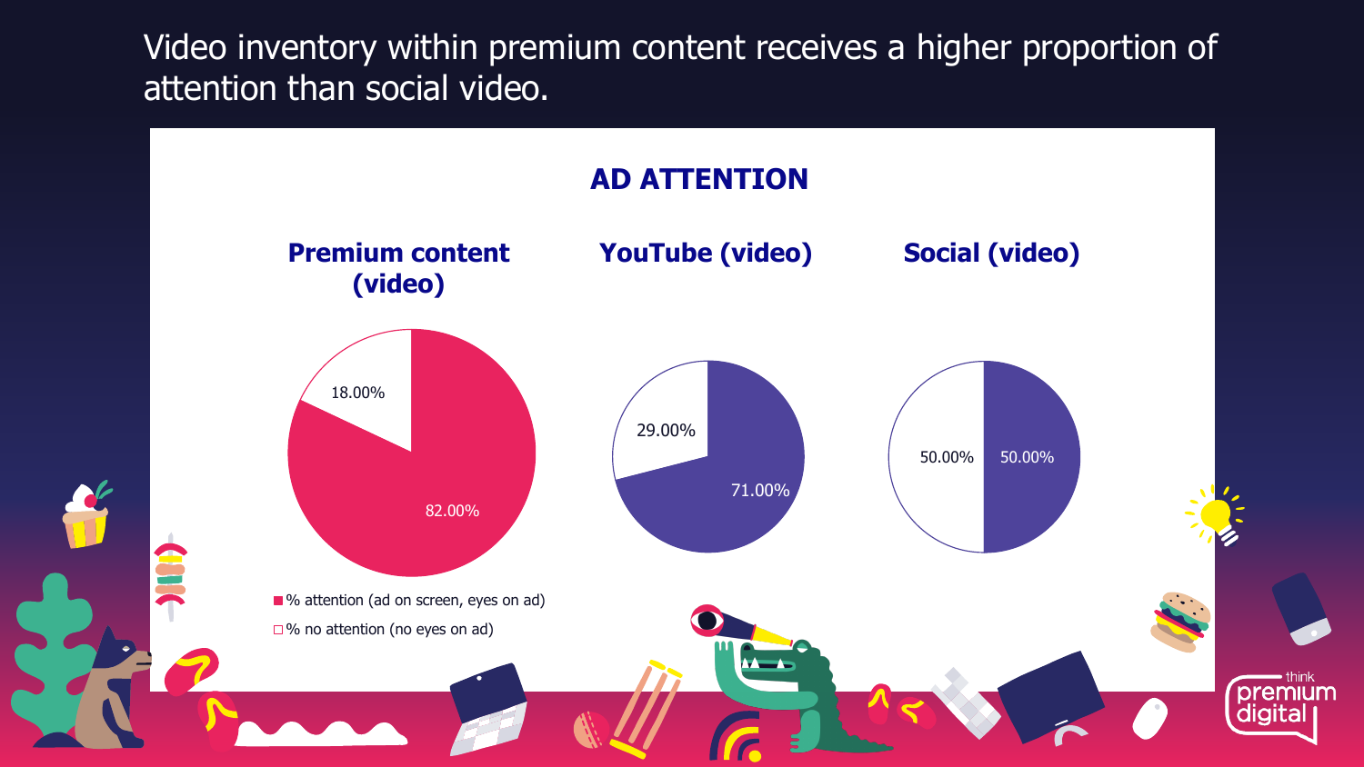# Video inventory within premium content receives a higher proportion of attention than social video.

## AD ATTENTION

### Premium content (video)

- 82.00%
- 18.00%

### YouTube (video)

- 71.00%
- 29.00%

### Social (video)

- 50.00%
- 50.00%

■ % attention (ad on screen, eyes on ad)

□ % no attention (no eyes on ad)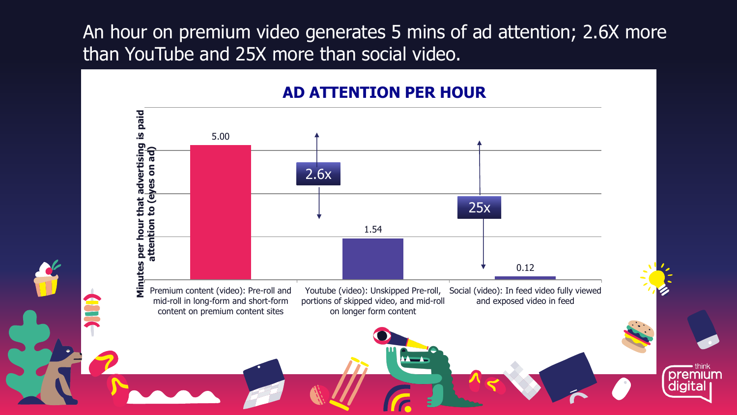# An hour on premium video generates 5 mins of ad attention; 2.6X more than YouTube and 25X more than social video.

## AD ATTENTION PER HOUR

Minutes per hour that advertising is paid attention to (eyes on ad)

| Category | Minutes per hour |
| --- | --- |
| Premium content (video): Pre-roll and mid-roll in long-form and short-form content on premium content sites | 5.00 |
| Youtube (video): Unskipped Pre-roll, portions of skipped video, and mid-roll on longer form content | 1.54 |
| Social (video): In feed video fully viewed and exposed video in feed | 0.12 |

2.6x

25x

think premium digital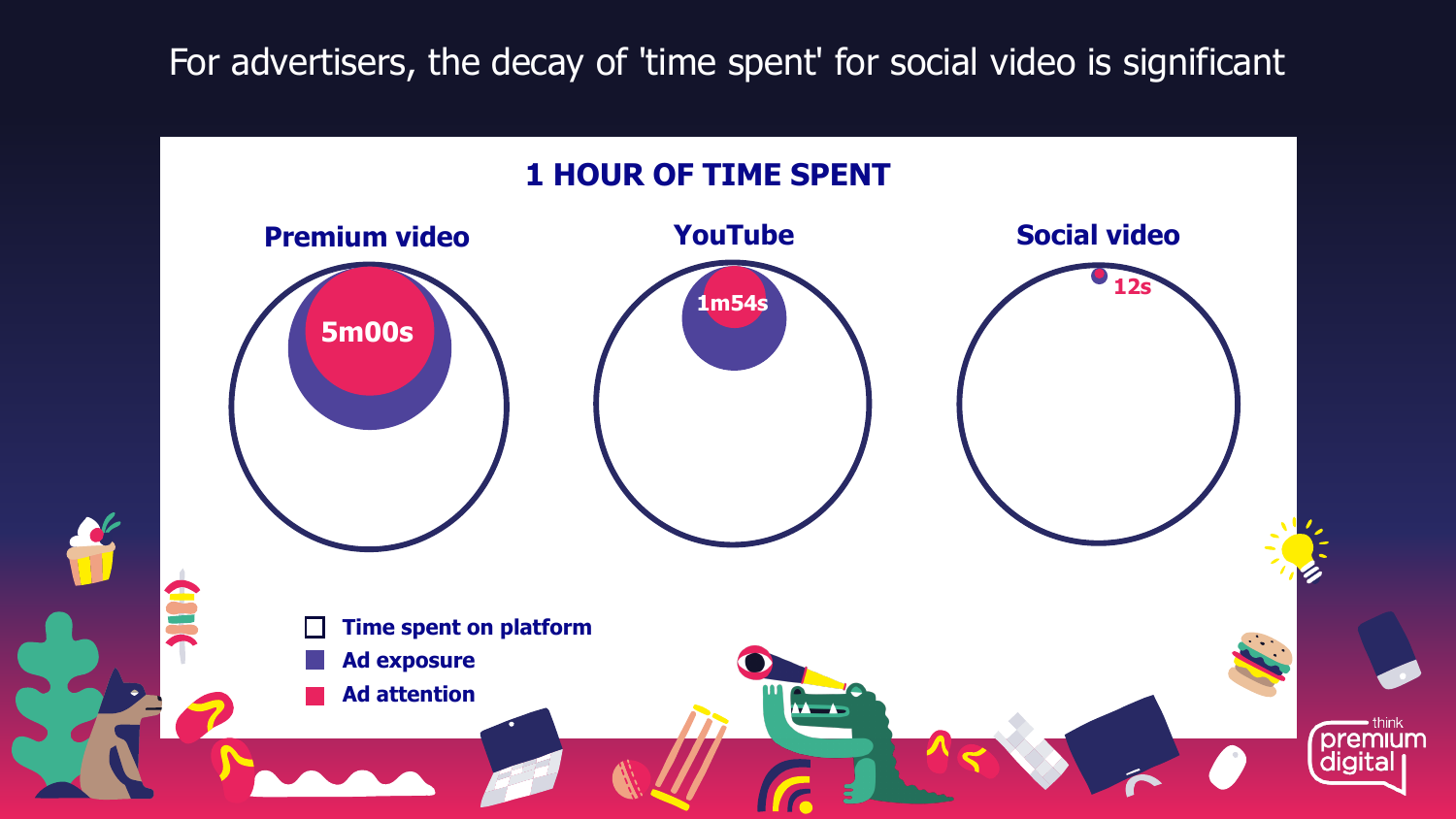# For advertisers, the decay of 'time spent' for social video is significant

## 1 HOUR OF TIME SPENT

**Premium video**

5m00s

**YouTube**

1m54s

**Social video**

12s

- Time spent on platform
- Ad exposure
- Ad attention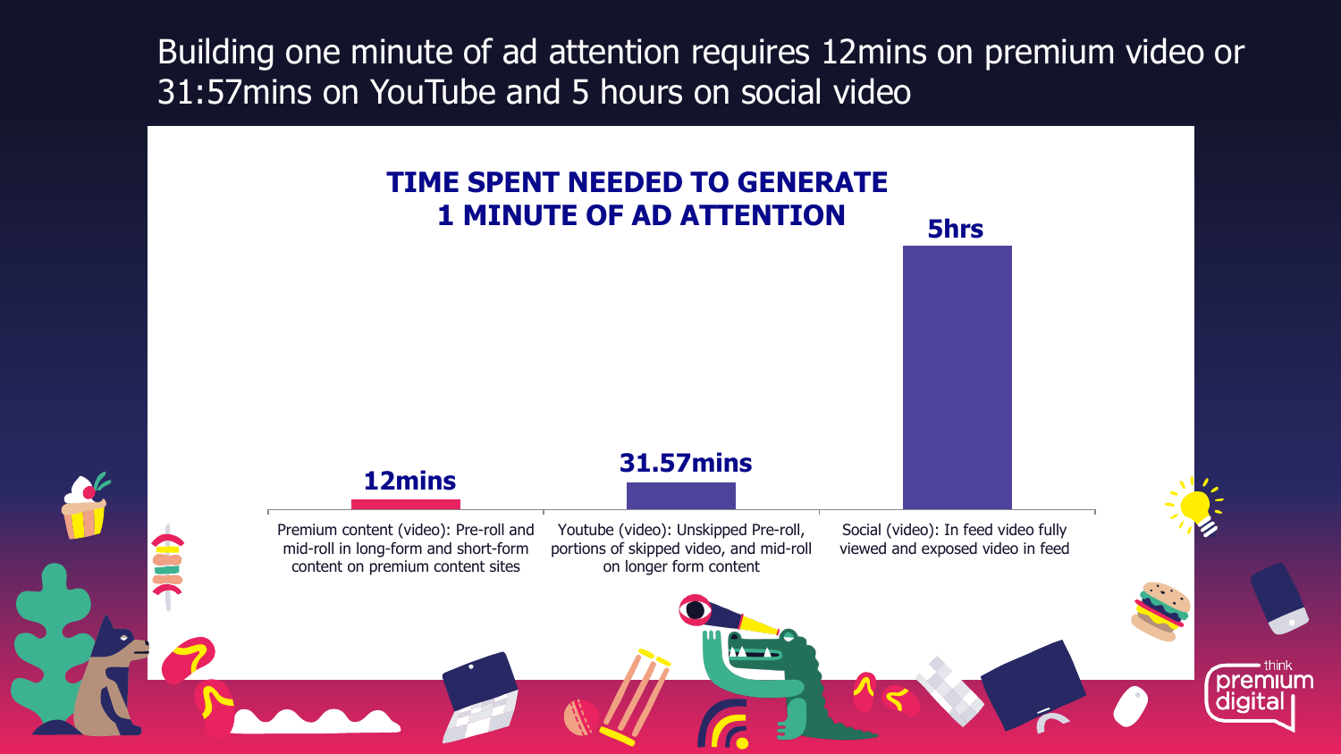# Building one minute of ad attention requires 12mins on premium video or 31:57mins on YouTube and 5 hours on social video

## TIME SPENT NEEDED TO GENERATE 1 MINUTE OF AD ATTENTION

| Channel | Time spent |
|---|---|
| Premium content (video): Pre-roll and mid-roll in long-form and short-form content on premium content sites | 12mins |
| Youtube (video): Unskipped Pre-roll, portions of skipped video, and mid-roll on longer form content | 31.57mins |
| Social (video): In feed video fully viewed and exposed video in feed | 5hrs |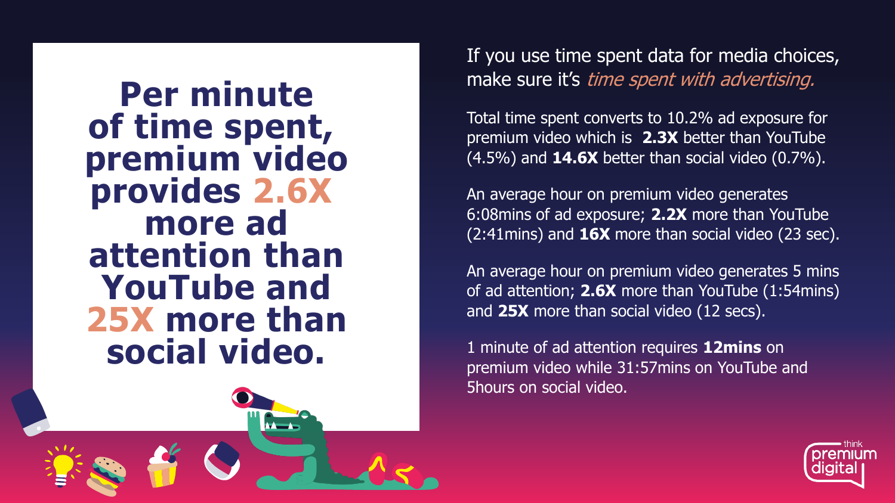# Per minute of time spent, premium video provides 2.6X more ad attention than YouTube and 25X more than social video.

If you use time spent data for media choices, make sure it's *time spent with advertising.*

Total time spent converts to 10.2% ad exposure for premium video which is **2.3X** better than YouTube (4.5%) and **14.6X** better than social video (0.7%).

An average hour on premium video generates 6:08mins of ad exposure; **2.2X** more than YouTube (2:41mins) and **16X** more than social video (23 sec).

An average hour on premium video generates 5 mins of ad attention; **2.6X** more than YouTube (1:54mins) and **25X** more than social video (12 secs).

1 minute of ad attention requires **12mins** on premium video while 31:57mins on YouTube and 5hours on social video.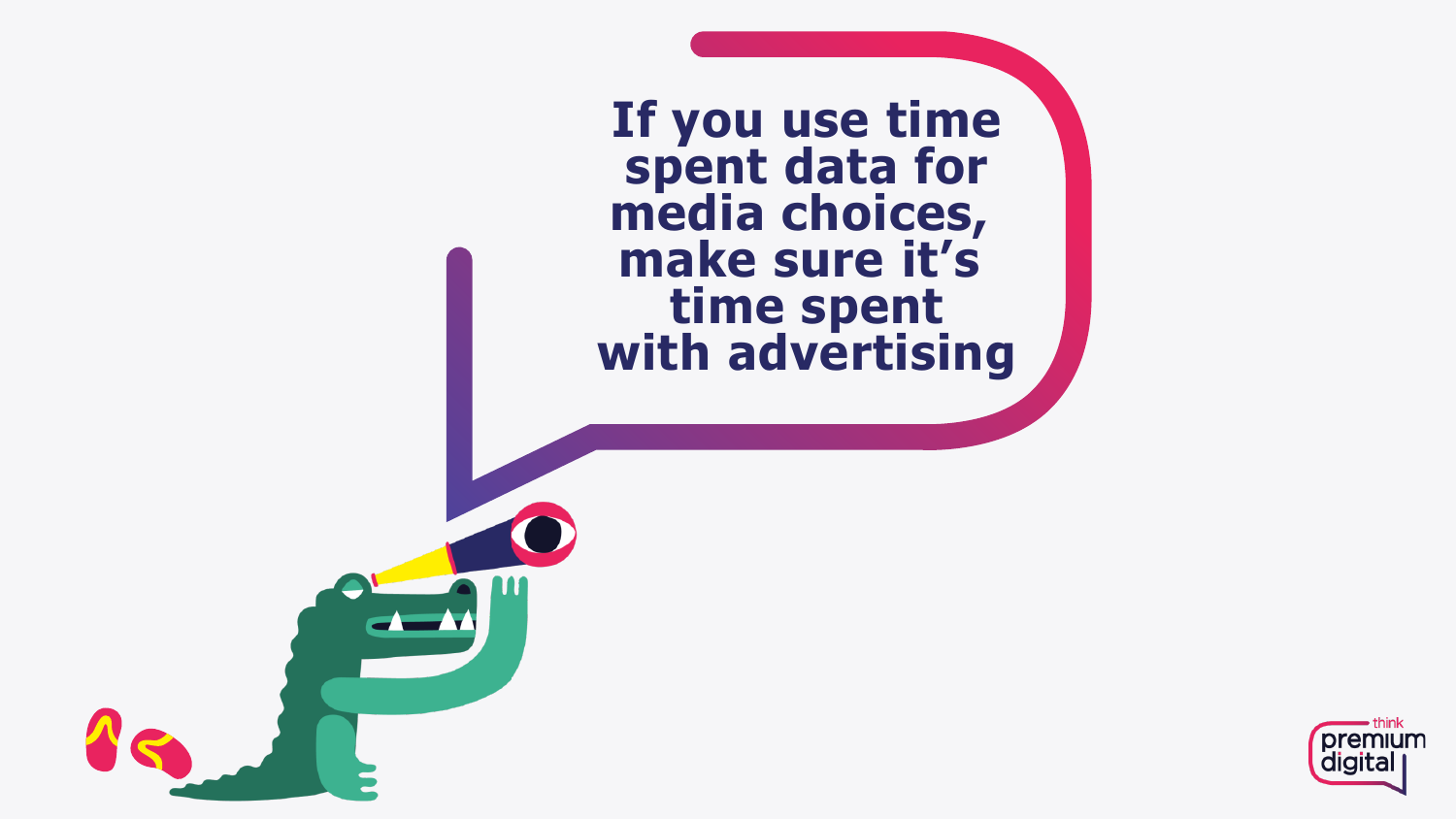If you use time spent data for media choices, make sure it's time spent with advertising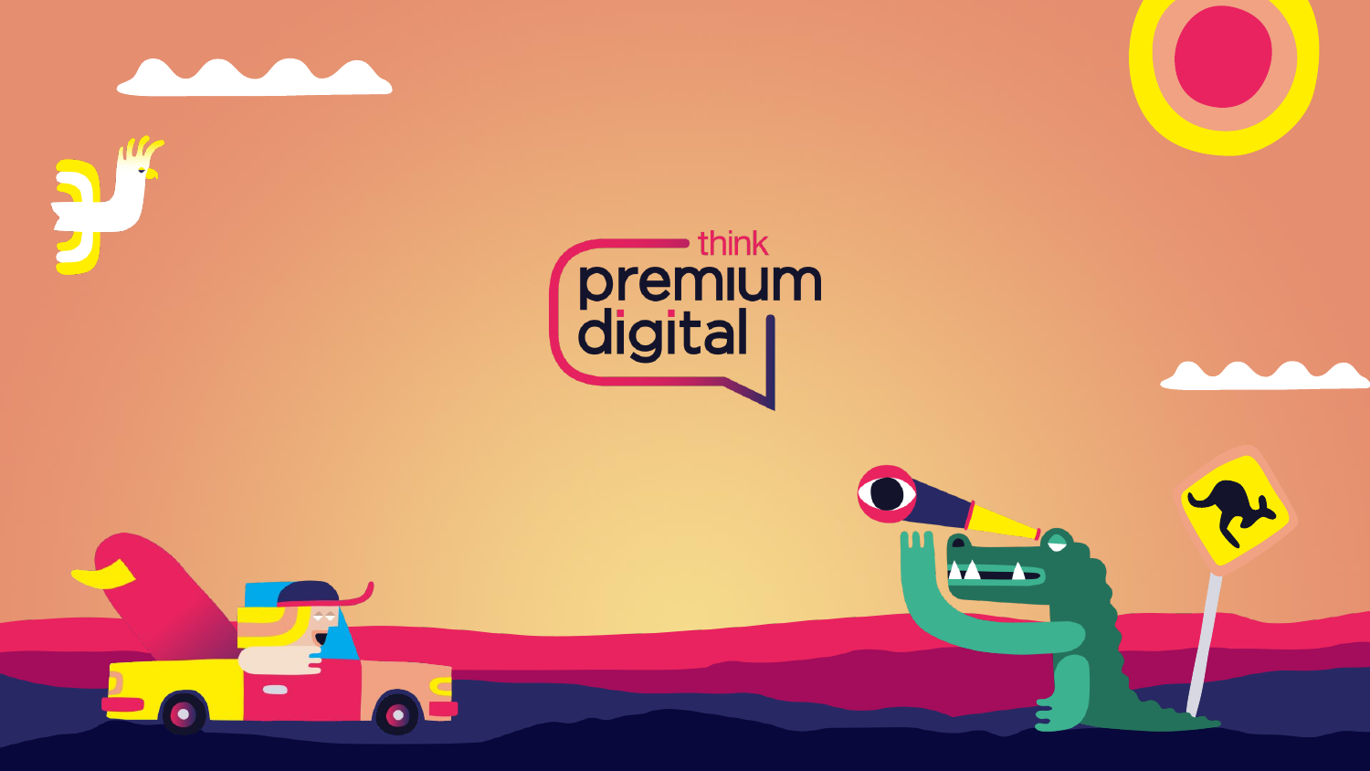think premium digital